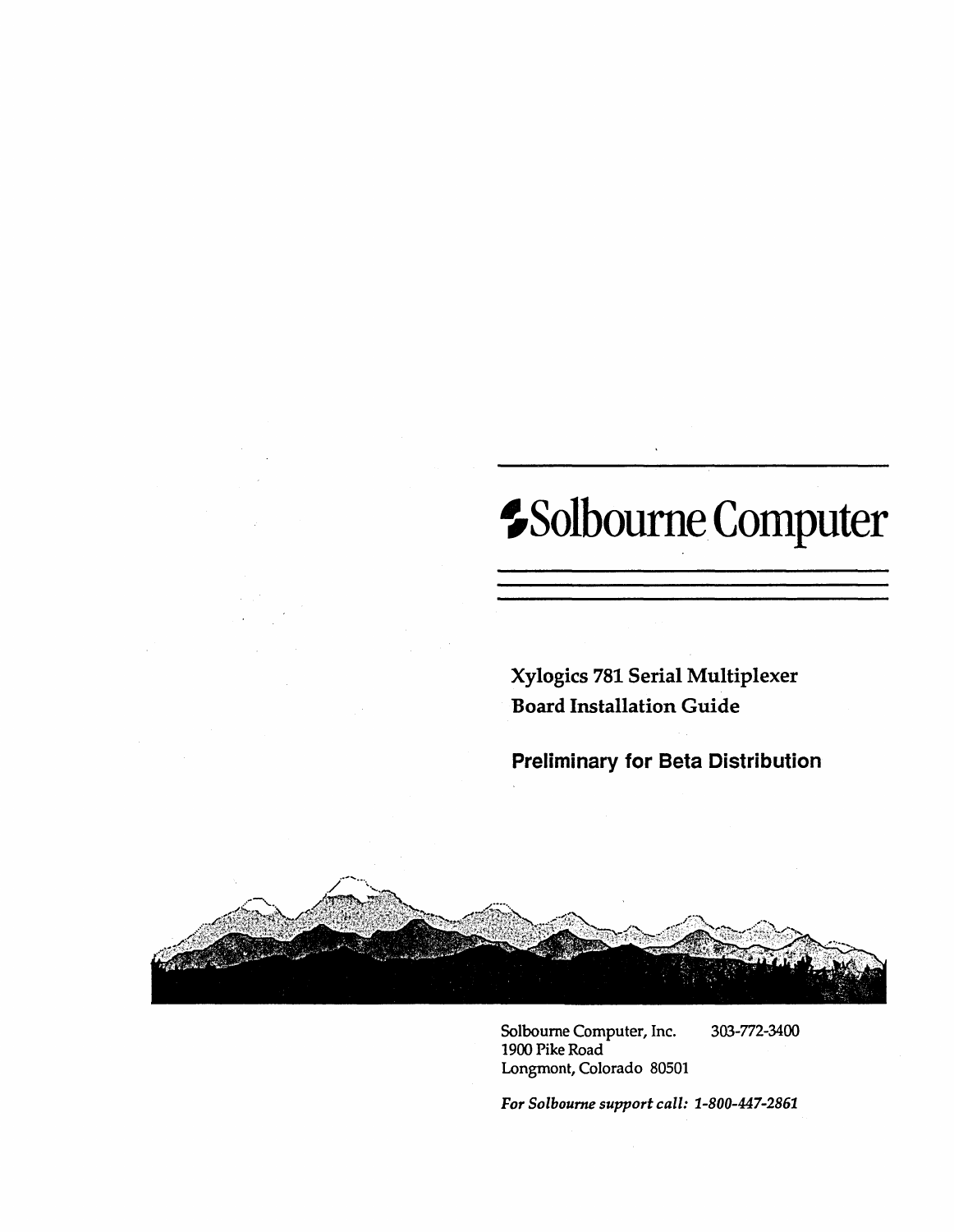# Solbourne Computer

**Xylogics 781 Serial Multiplexer Board Installation Guide**

**Preliminary for Beta Distribution**

Solbourne Computer, Inc. 303-772-3400
1900 Pike Road
Longmont, Colorado 80501

***For Solbourne support call: 1-800-447-2861***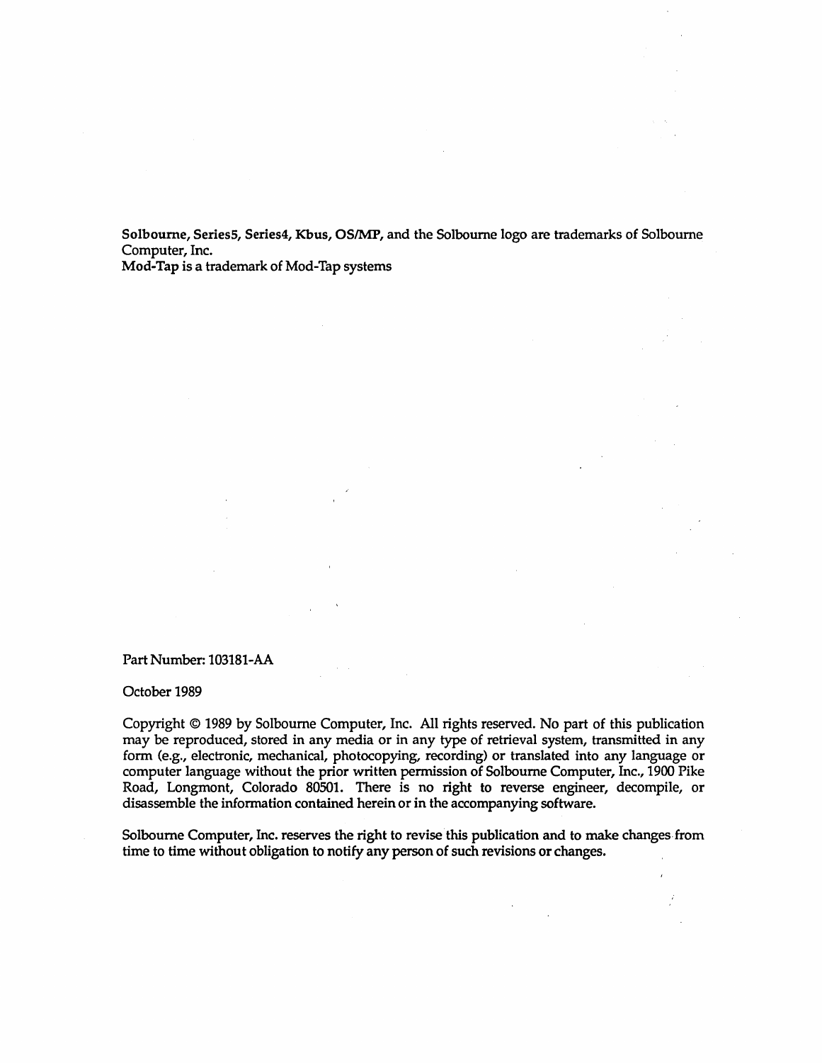**Solbourne, Series5, Series4, Kbus, OS/MP,** and the Solbourne logo are trademarks of Solbourne Computer, Inc.
**Mod-Tap** is a trademark of Mod-Tap systems

Part Number: 103181-AA

October 1989

Copyright © 1989 by Solbourne Computer, Inc. All rights reserved. No part of this publication may be reproduced, stored in any media or in any type of retrieval system, transmitted in any form (e.g., electronic, mechanical, photocopying, recording) or translated into any language or computer language without the prior written permission of Solbourne Computer, Inc., 1900 Pike Road, Longmont, Colorado 80501. There is no right to reverse engineer, decompile, or disassemble the information contained herein or in the accompanying software.

Solbourne Computer, Inc. reserves the right to revise this publication and to make changes from time to time without obligation to notify any person of such revisions or changes.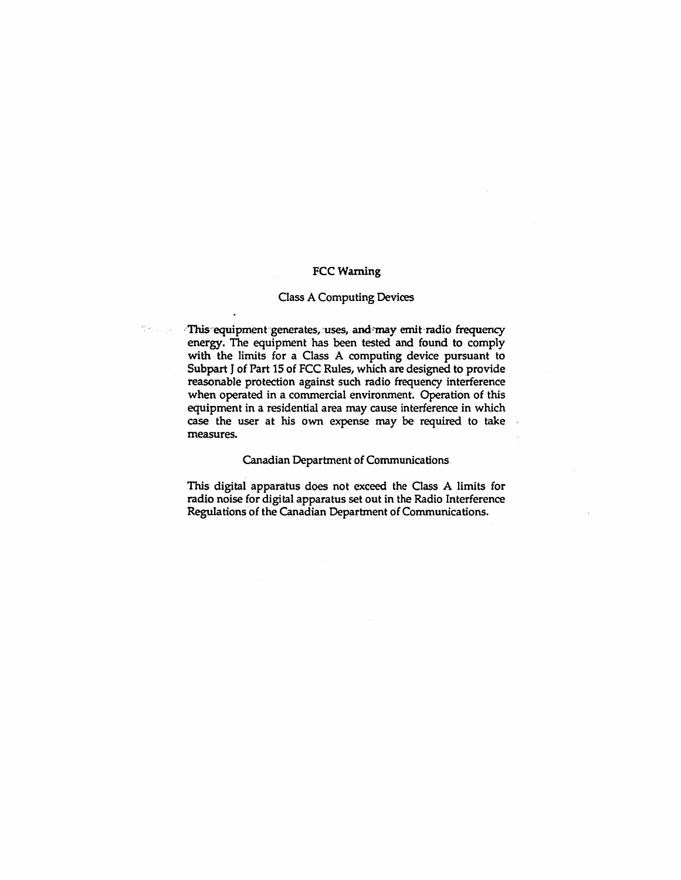## FCC Warning

### Class A Computing Devices

This equipment generates, uses, and may emit radio frequency energy. The equipment has been tested and found to comply with the limits for a Class A computing device pursuant to Subpart J of Part 15 of FCC Rules, which are designed to provide reasonable protection against such radio frequency interference when operated in a commercial environment. Operation of this equipment in a residential area may cause interference in which case the user at his own expense may be required to take measures.

### Canadian Department of Communications

This digital apparatus does not exceed the Class A limits for radio noise for digital apparatus set out in the Radio Interference Regulations of the Canadian Department of Communications.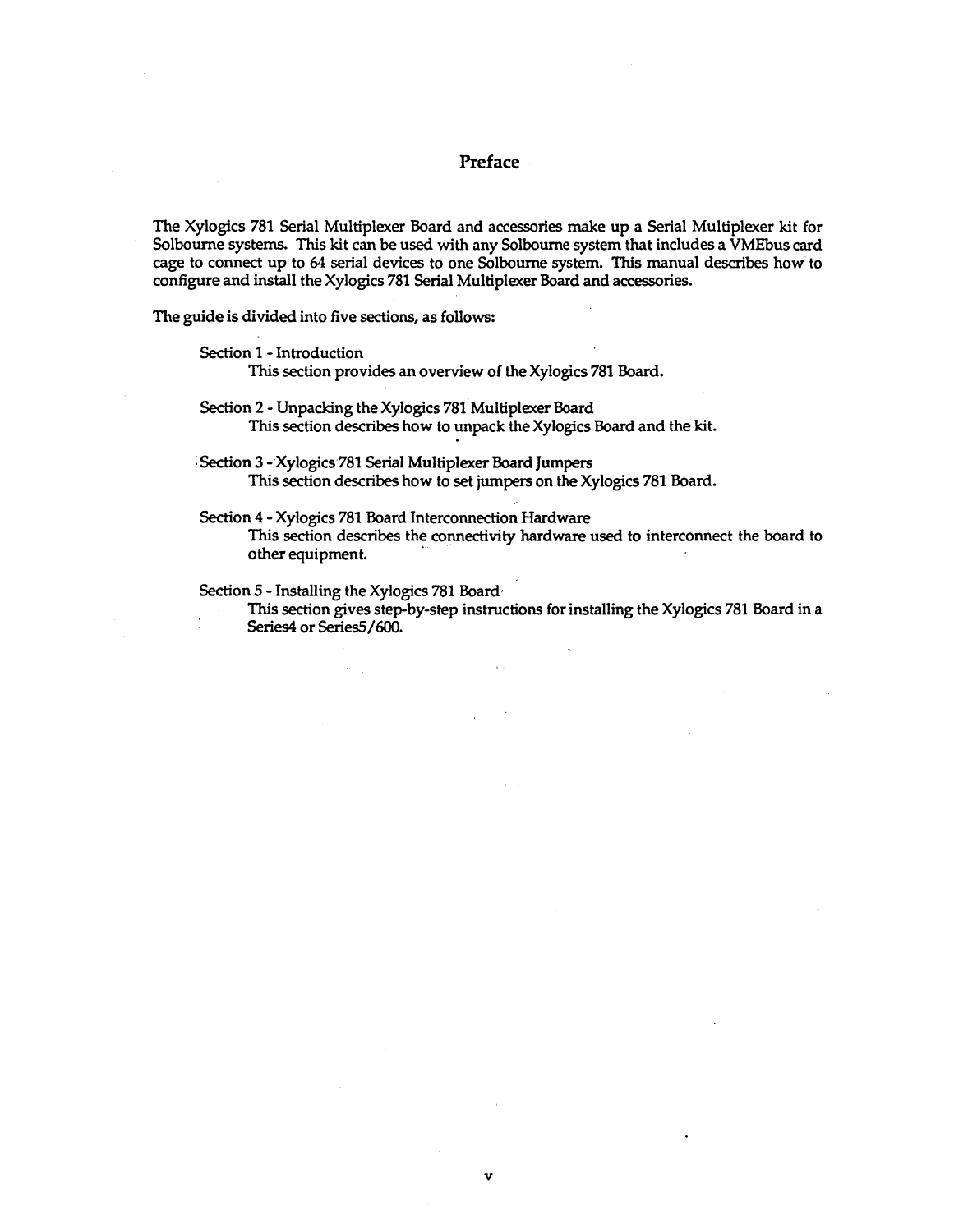# Preface

The Xylogics 781 Serial Multiplexer Board and accessories make up a Serial Multiplexer kit for Solbourne systems. This kit can be used with any Solbourne system that includes a VMEbus card cage to connect up to 64 serial devices to one Solbourne system. This manual describes how to configure and install the Xylogics 781 Serial Multiplexer Board and accessories.

The guide is divided into five sections, as follows:

Section 1 - Introduction
: This section provides an overview of the Xylogics 781 Board.

Section 2 - Unpacking the Xylogics 781 Multiplexer Board
: This section describes how to unpack the Xylogics Board and the kit.

Section 3 - Xylogics 781 Serial Multiplexer Board Jumpers
: This section describes how to set jumpers on the Xylogics 781 Board.

Section 4 - Xylogics 781 Board Interconnection Hardware
: This section describes the connectivity hardware used to interconnect the board to other equipment.

Section 5 - Installing the Xylogics 781 Board
: This section gives step-by-step instructions for installing the Xylogics 781 Board in a Series4 or Series5/600.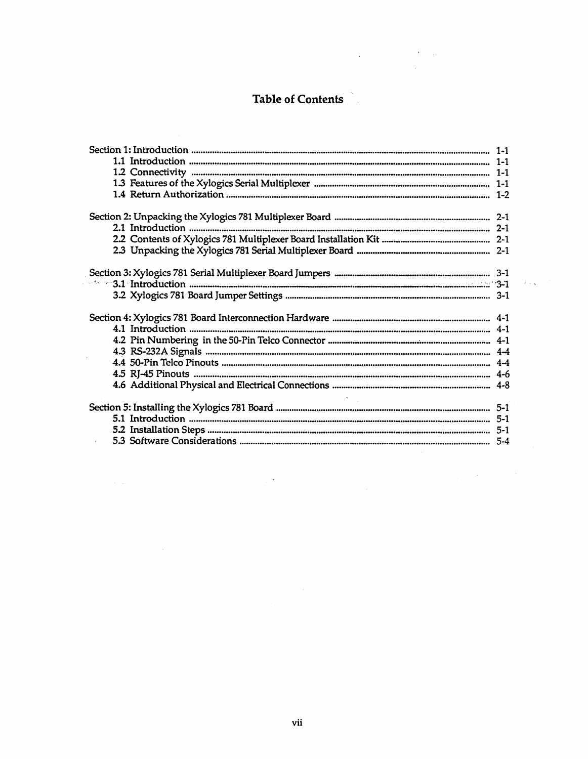# Table of Contents

Section 1: Introduction ........................................................................................ 1-1
- 1.1 Introduction ........................................................................................ 1-1
- 1.2 Connectivity ........................................................................................ 1-1
- 1.3 Features of the Xylogics Serial Multiplexer ........................................................ 1-1
- 1.4 Return Authorization .............................................................................. 1-2

Section 2: Unpacking the Xylogics 781 Multiplexer Board ................................................ 2-1
- 2.1 Introduction ........................................................................................ 2-1
- 2.2 Contents of Xylogics 781 Multiplexer Board Installation Kit ....................................... 2-1
- 2.3 Unpacking the Xylogics 781 Serial Multiplexer Board .............................................. 2-1

Section 3: Xylogics 781 Serial Multiplexer Board Jumpers ............................................... 3-1
- 3.1 Introduction ........................................................................................ 3-1
- 3.2 Xylogics 781 Board Jumper Settings ................................................................. 3-1

Section 4: Xylogics 781 Board Interconnection Hardware ................................................. 4-1
- 4.1 Introduction ........................................................................................ 4-1
- 4.2 Pin Numbering in the 50-Pin Telco Connector ........................................................ 4-1
- 4.3 RS-232A Signals ..................................................................................... 4-4
- 4.4 50-Pin Telco Pinouts ................................................................................ 4-4
- 4.5 RJ-45 Pinouts ....................................................................................... 4-6
- 4.6 Additional Physical and Electrical Connections ..................................................... 4-8

Section 5: Installing the Xylogics 781 Board ........................................................... 5-1
- 5.1 Introduction ........................................................................................ 5-1
- 5.2 Installation Steps .................................................................................. 5-1
- 5.3 Software Considerations ............................................................................. 5-4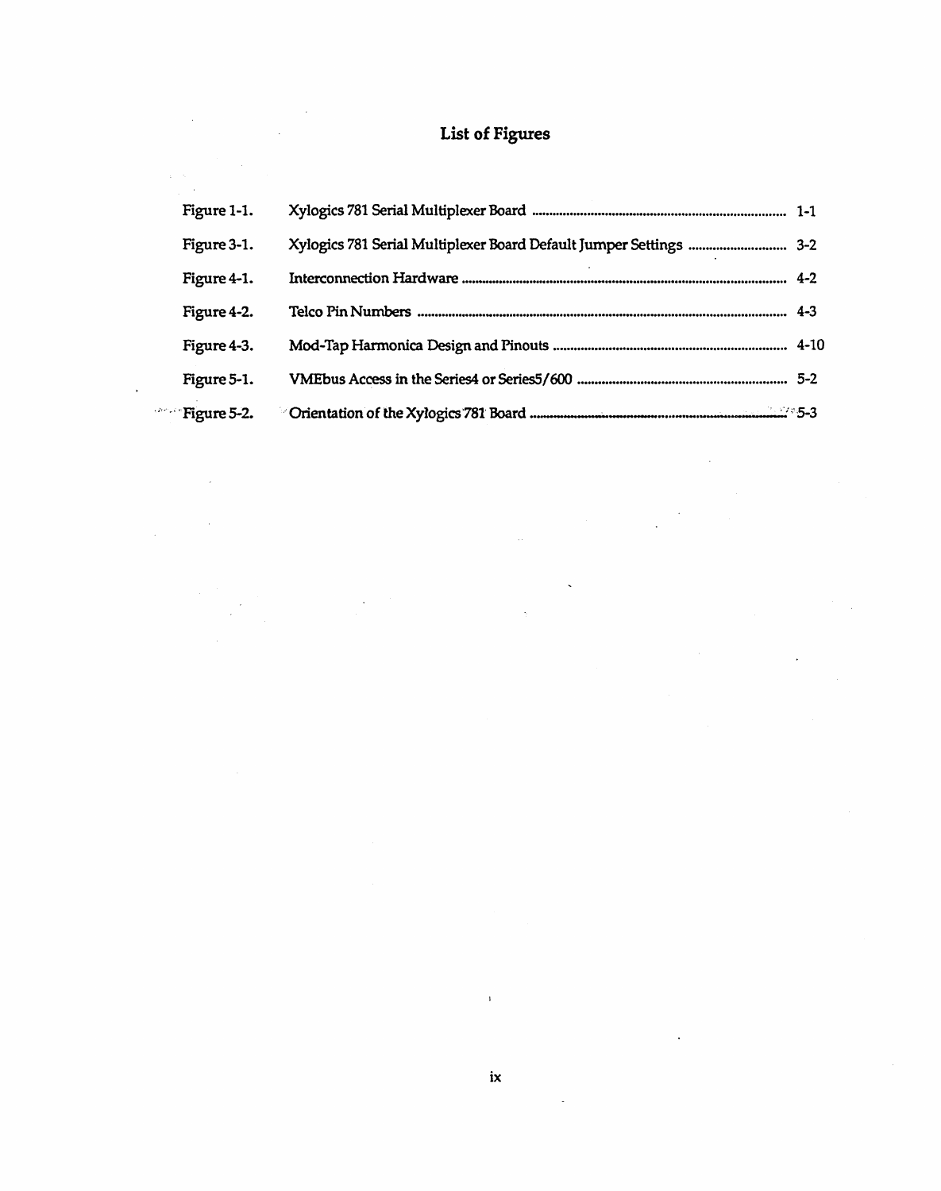# List of Figures

| | | |
|---|---|---|
| Figure 1-1. | Xylogics 781 Serial Multiplexer Board | 1-1 |
| Figure 3-1. | Xylogics 781 Serial Multiplexer Board Default Jumper Settings | 3-2 |
| Figure 4-1. | Interconnection Hardware | 4-2 |
| Figure 4-2. | Telco Pin Numbers | 4-3 |
| Figure 4-3. | Mod-Tap Harmonica Design and Pinouts | 4-10 |
| Figure 5-1. | VMEbus Access in the Series4 or Series5/600 | 5-2 |
| Figure 5-2. | Orientation of the Xylogics 781 Board | 5-3 |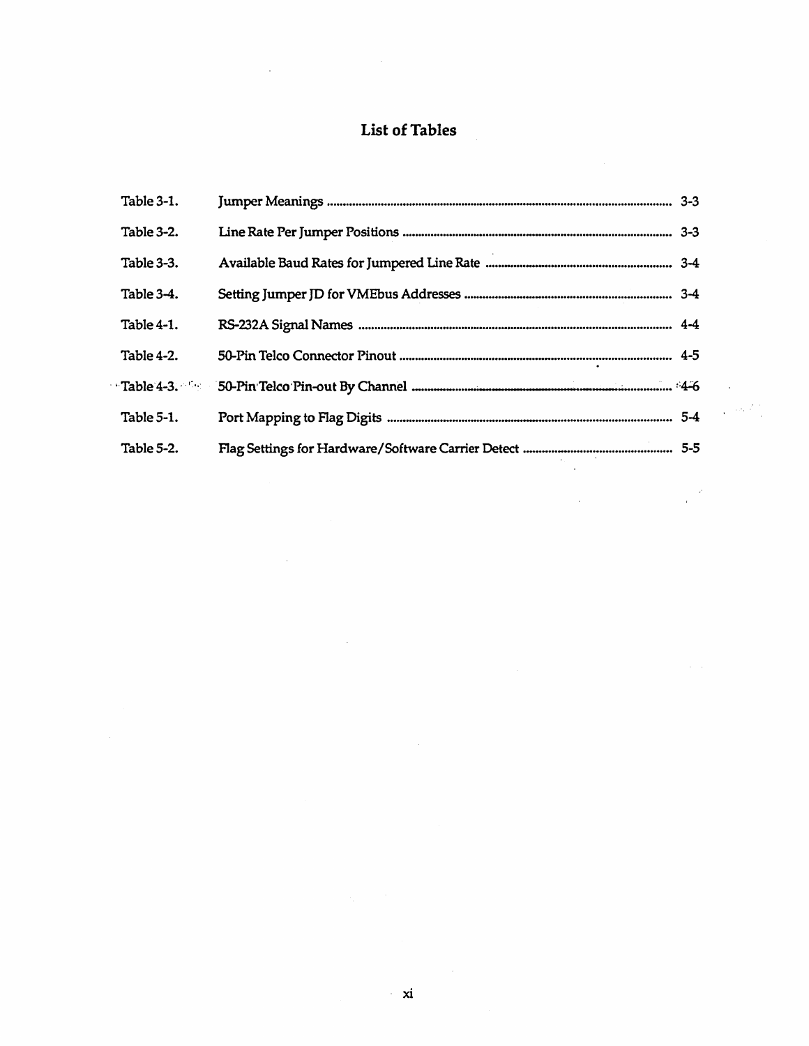# List of Tables

| | | |
|---|---|---|
| Table 3-1. | Jumper Meanings | 3-3 |
| Table 3-2. | Line Rate Per Jumper Positions | 3-3 |
| Table 3-3. | Available Baud Rates for Jumpered Line Rate | 3-4 |
| Table 3-4. | Setting Jumper JD for VMEbus Addresses | 3-4 |
| Table 4-1. | RS-232A Signal Names | 4-4 |
| Table 4-2. | 50-Pin Telco Connector Pinout | 4-5 |
| Table 4-3. | 50-Pin Telco Pin-out By Channel | 4-6 |
| Table 5-1. | Port Mapping to Flag Digits | 5-4 |
| Table 5-2. | Flag Settings for Hardware/Software Carrier Detect | 5-5 |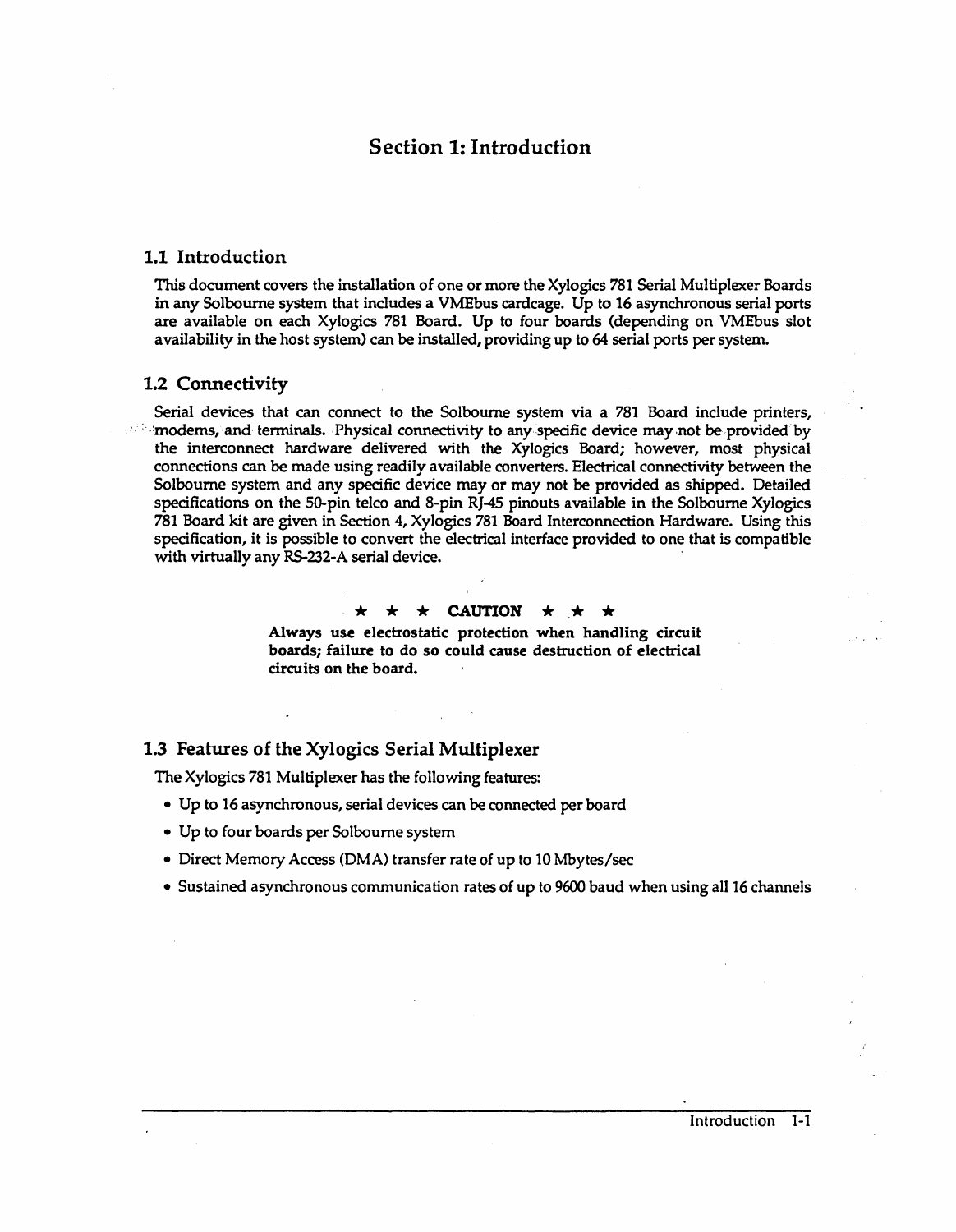# Section 1: Introduction

## 1.1 Introduction

This document covers the installation of one or more the Xylogics 781 Serial Multiplexer Boards in any Solbourne system that includes a VMEbus cardcage. Up to 16 asynchronous serial ports are available on each Xylogics 781 Board. Up to four boards (depending on VMEbus slot availability in the host system) can be installed, providing up to 64 serial ports per system.

## 1.2 Connectivity

Serial devices that can connect to the Solbourne system via a 781 Board include printers, modems, and terminals. Physical connectivity to any specific device may not be provided by the interconnect hardware delivered with the Xylogics Board; however, most physical connections can be made using readily available converters. Electrical connectivity between the Solbourne system and any specific device may or may not be provided as shipped. Detailed specifications on the 50-pin telco and 8-pin RJ-45 pinouts available in the Solbourne Xylogics 781 Board kit are given in Section 4, Xylogics 781 Board Interconnection Hardware. Using this specification, it is possible to convert the electrical interface provided to one that is compatible with virtually any RS-232-A serial device.

**★ ★ ★ CAUTION ★ ★ ★**

**Always use electrostatic protection when handling circuit boards; failure to do so could cause destruction of electrical circuits on the board.**

## 1.3 Features of the Xylogics Serial Multiplexer

The Xylogics 781 Multiplexer has the following features:

- Up to 16 asynchronous, serial devices can be connected per board
- Up to four boards per Solbourne system
- Direct Memory Access (DMA) transfer rate of up to 10 Mbytes/sec
- Sustained asynchronous communication rates of up to 9600 baud when using all 16 channels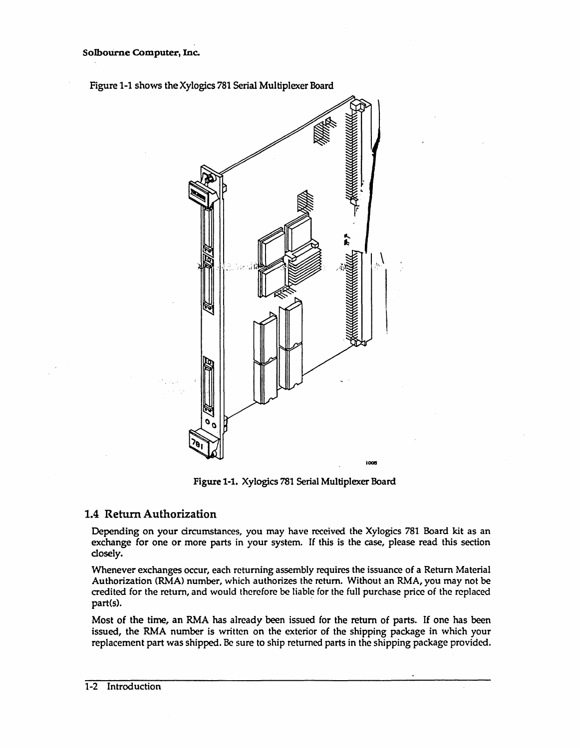Figure 1-1 shows the Xylogics 781 Serial Multiplexer Board

Figure 1-1. Xylogics 781 Serial Multiplexer Board

## 1.4 Return Authorization

Depending on your circumstances, you may have received the Xylogics 781 Board kit as an exchange for one or more parts in your system. If this is the case, please read this section closely.

Whenever exchanges occur, each returning assembly requires the issuance of a Return Material Authorization (RMA) number, which authorizes the return. Without an RMA, you may not be credited for the return, and would therefore be liable for the full purchase price of the replaced part(s).

Most of the time, an RMA has already been issued for the return of parts. If one has been issued, the RMA number is written on the exterior of the shipping package in which your replacement part was shipped. Be sure to ship returned parts in the shipping package provided.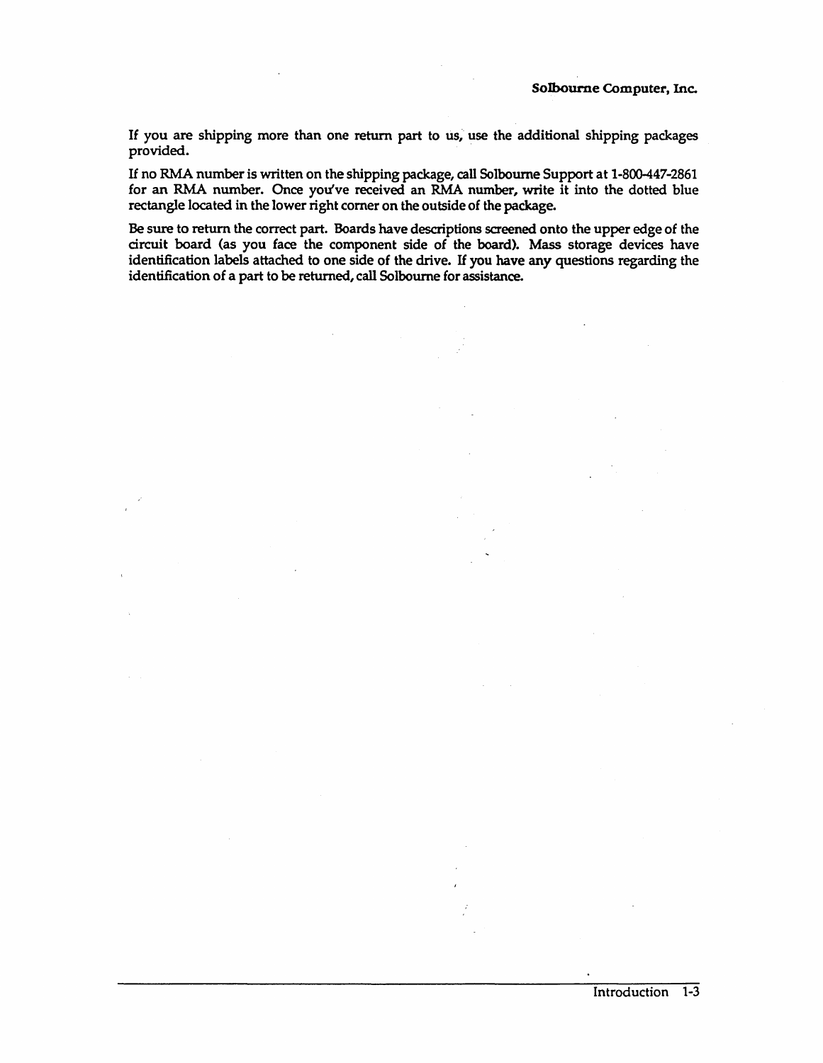If you are shipping more than one return part to us, use the additional shipping packages provided.

If no RMA number is written on the shipping package, call Solbourne Support at 1-800-447-2861 for an RMA number. Once you've received an RMA number, write it into the dotted blue rectangle located in the lower right corner on the outside of the package.

Be sure to return the correct part. Boards have descriptions screened onto the upper edge of the circuit board (as you face the component side of the board). Mass storage devices have identification labels attached to one side of the drive. If you have any questions regarding the identification of a part to be returned, call Solbourne for assistance.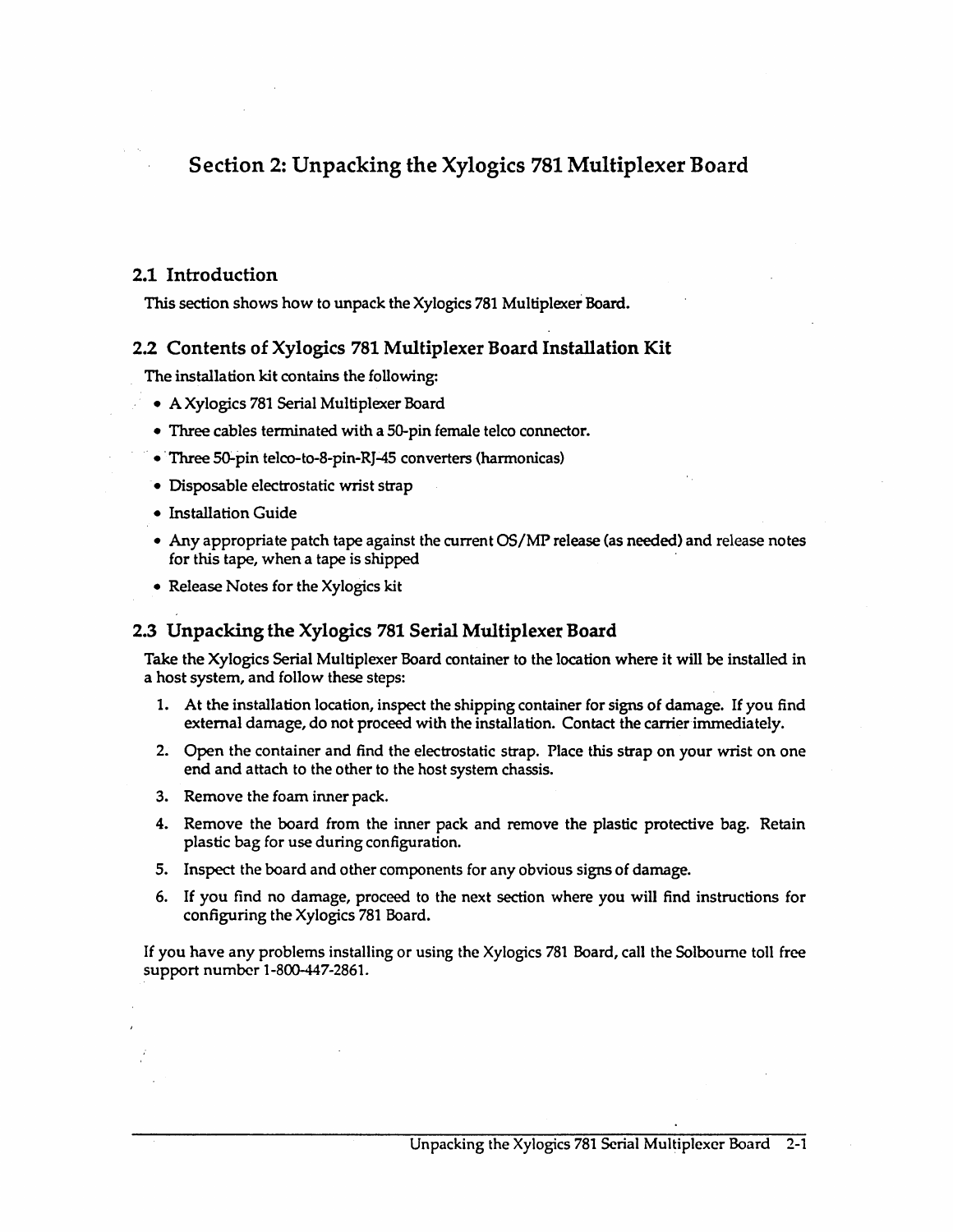# Section 2: Unpacking the Xylogics 781 Multiplexer Board

## 2.1 Introduction

This section shows how to unpack the Xylogics 781 Multiplexer Board.

## 2.2 Contents of Xylogics 781 Multiplexer Board Installation Kit

The installation kit contains the following:

- A Xylogics 781 Serial Multiplexer Board
- Three cables terminated with a 50-pin female telco connector.
- Three 50-pin telco-to-8-pin-RJ-45 converters (harmonicas)
- Disposable electrostatic wrist strap
- Installation Guide
- Any appropriate patch tape against the current OS/MP release (as needed) and release notes for this tape, when a tape is shipped
- Release Notes for the Xylogics kit

## 2.3 Unpacking the Xylogics 781 Serial Multiplexer Board

Take the Xylogics Serial Multiplexer Board container to the location where it will be installed in a host system, and follow these steps:

1. At the installation location, inspect the shipping container for signs of damage. If you find external damage, do not proceed with the installation. Contact the carrier immediately.
2. Open the container and find the electrostatic strap. Place this strap on your wrist on one end and attach to the other to the host system chassis.
3. Remove the foam inner pack.
4. Remove the board from the inner pack and remove the plastic protective bag. Retain plastic bag for use during configuration.
5. Inspect the board and other components for any obvious signs of damage.
6. If you find no damage, proceed to the next section where you will find instructions for configuring the Xylogics 781 Board.

If you have any problems installing or using the Xylogics 781 Board, call the Solbourne toll free support number 1-800-447-2861.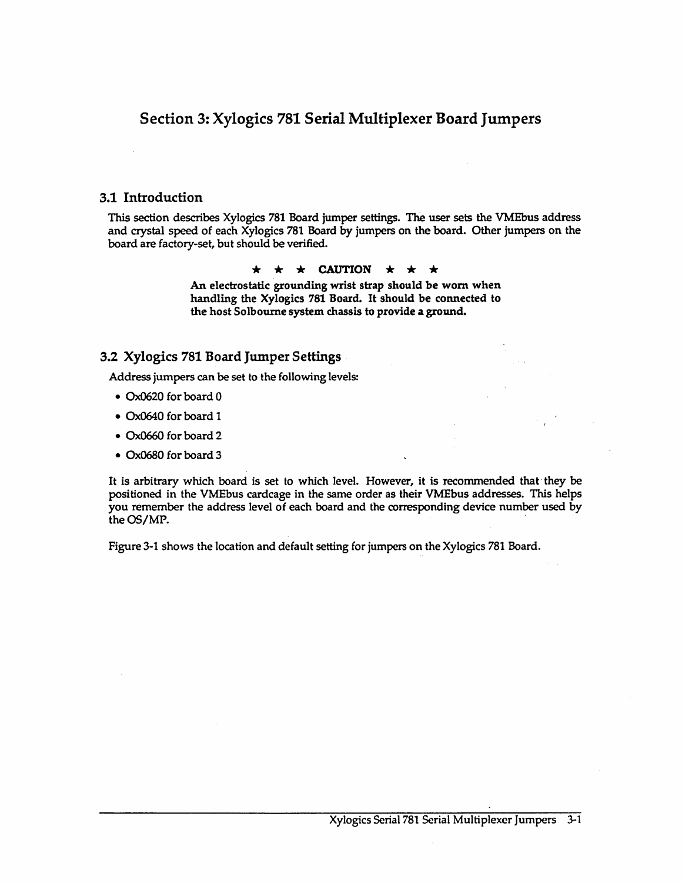# Section 3: Xylogics 781 Serial Multiplexer Board Jumpers

## 3.1 Introduction

This section describes Xylogics 781 Board jumper settings. The user sets the VMEbus address and crystal speed of each Xylogics 781 Board by jumpers on the board. Other jumpers on the board are factory-set, but should be verified.

**★ ★ ★ CAUTION ★ ★ ★**

**An electrostatic grounding wrist strap should be worn when handling the Xylogics 781 Board. It should be connected to the host Solbourne system chassis to provide a ground.**

## 3.2 Xylogics 781 Board Jumper Settings

Address jumpers can be set to the following levels:

- Ox0620 for board 0
- Ox0640 for board 1
- Ox0660 for board 2
- Ox0680 for board 3

It is arbitrary which board is set to which level. However, it is recommended that they be positioned in the VMEbus cardcage in the same order as their VMEbus addresses. This helps you remember the address level of each board and the corresponding device number used by the OS/MP.

Figure 3-1 shows the location and default setting for jumpers on the Xylogics 781 Board.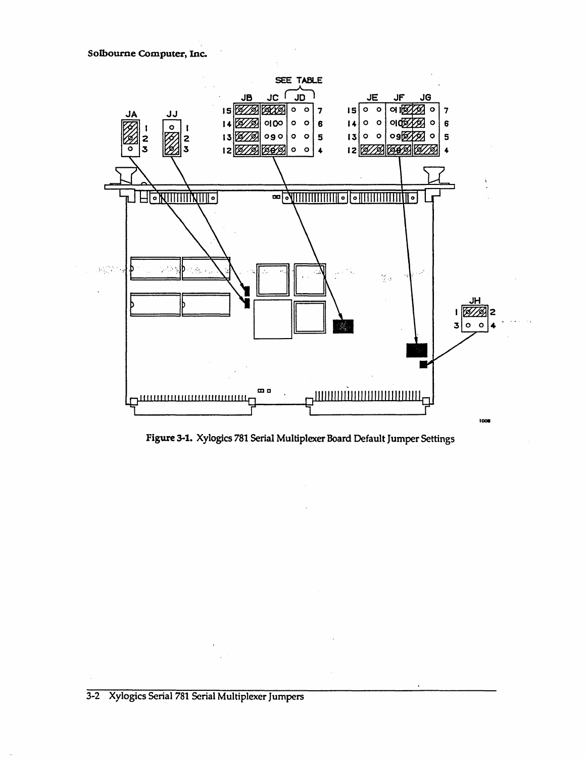Figure 3-1. Xylogics 781 Serial Multiplexer Board Default Jumper Settings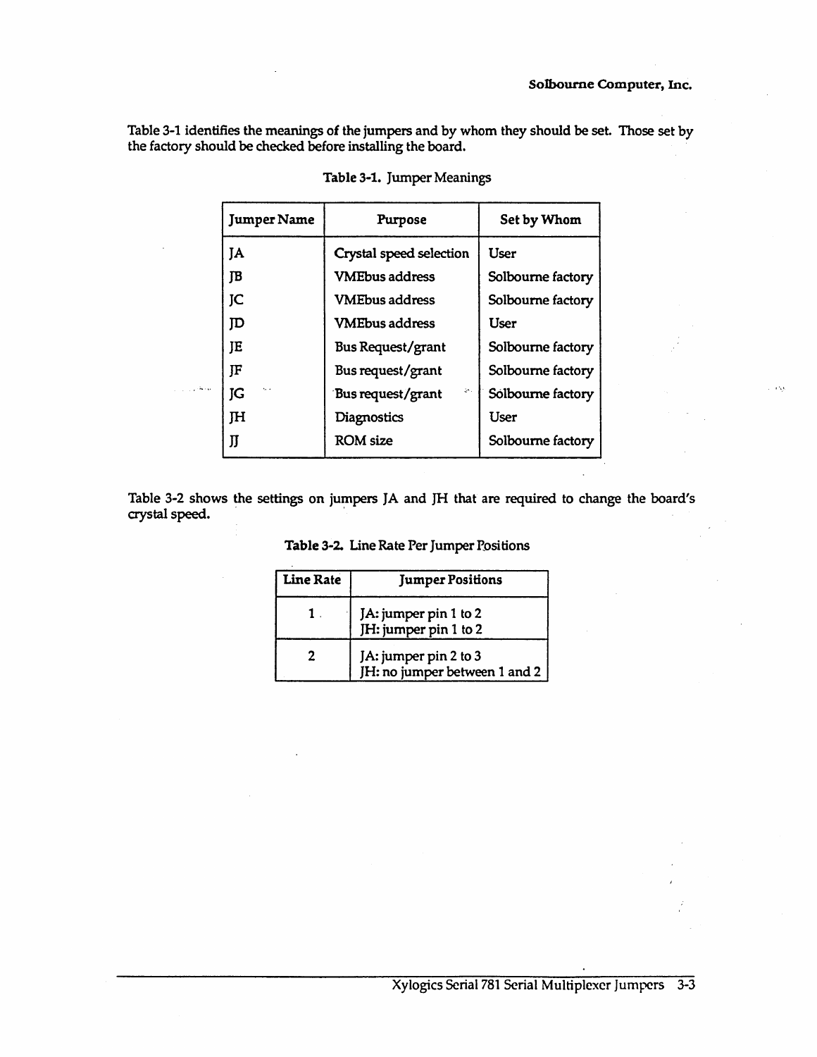Table 3-1 identifies the meanings of the jumpers and by whom they should be set. Those set by the factory should be checked before installing the board.

**Table 3-1.** Jumper Meanings

| Jumper Name | Purpose | Set by Whom |
|---|---|---|
| JA | Crystal speed selection | User |
| JB | VMEbus address | Solbourne factory |
| JC | VMEbus address | Solbourne factory |
| JD | VMEbus address | User |
| JE | Bus Request/grant | Solbourne factory |
| JF | Bus request/grant | Solbourne factory |
| JG | Bus request/grant | Solbourne factory |
| JH | Diagnostics | User |
| JJ | ROM size | Solbourne factory |

Table 3-2 shows the settings on jumpers JA and JH that are required to change the board's crystal speed.

**Table 3-2.** Line Rate Per Jumper Positions

| Line Rate | Jumper Positions |
|---|---|
| 1 | JA: jumper pin 1 to 2<br>JH: jumper pin 1 to 2 |
| 2 | JA: jumper pin 2 to 3<br>JH: no jumper between 1 and 2 |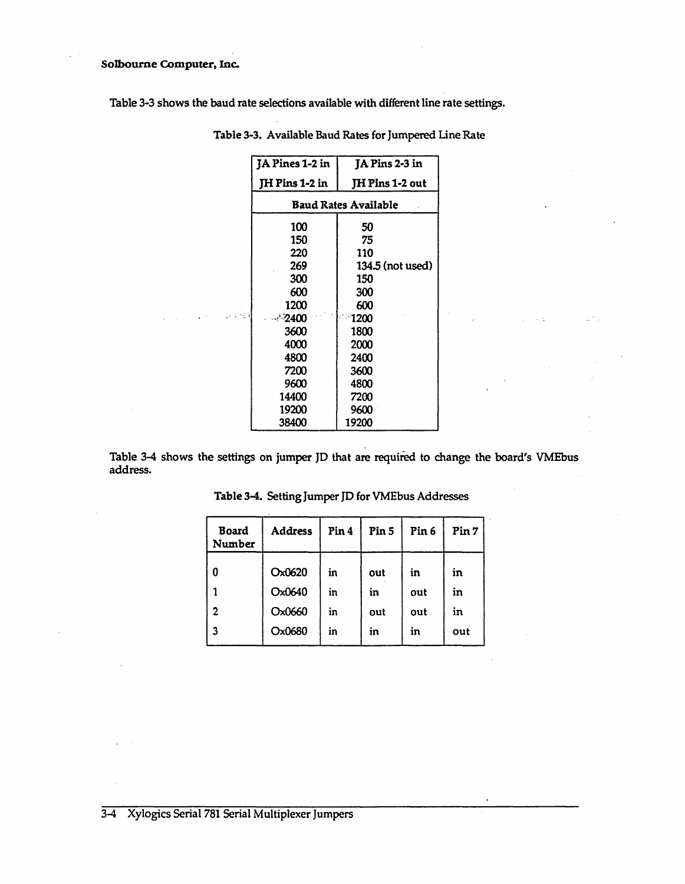Table 3-3 shows the baud rate selections available with different line rate settings.

Table 3-3. Available Baud Rates for Jumpered Line Rate

| JA Pines 1-2 in<br>JH Pins 1-2 in | JA Pins 2-3 in<br>JH Pins 1-2 out |
|---|---|
| **Baud Rates Available** | |
| 100 | 50 |
| 150 | 75 |
| 220 | 110 |
| 269 | 134.5 (not used) |
| 300 | 150 |
| 600 | 300 |
| 1200 | 600 |
| 2400 | 1200 |
| 3600 | 1800 |
| 4000 | 2000 |
| 4800 | 2400 |
| 7200 | 3600 |
| 9600 | 4800 |
| 14400 | 7200 |
| 19200 | 9600 |
| 38400 | 19200 |

Table 3-4 shows the settings on jumper JD that are required to change the board's VMEbus address.

Table 3-4. Setting Jumper JD for VMEbus Addresses

| Board Number | Address | Pin 4 | Pin 5 | Pin 6 | Pin 7 |
|---|---|---|---|---|---|
| 0 | Ox0620 | in | out | in | in |
| 1 | Ox0640 | in | in | out | in |
| 2 | Ox0660 | in | out | out | in |
| 3 | Ox0680 | in | in | in | out |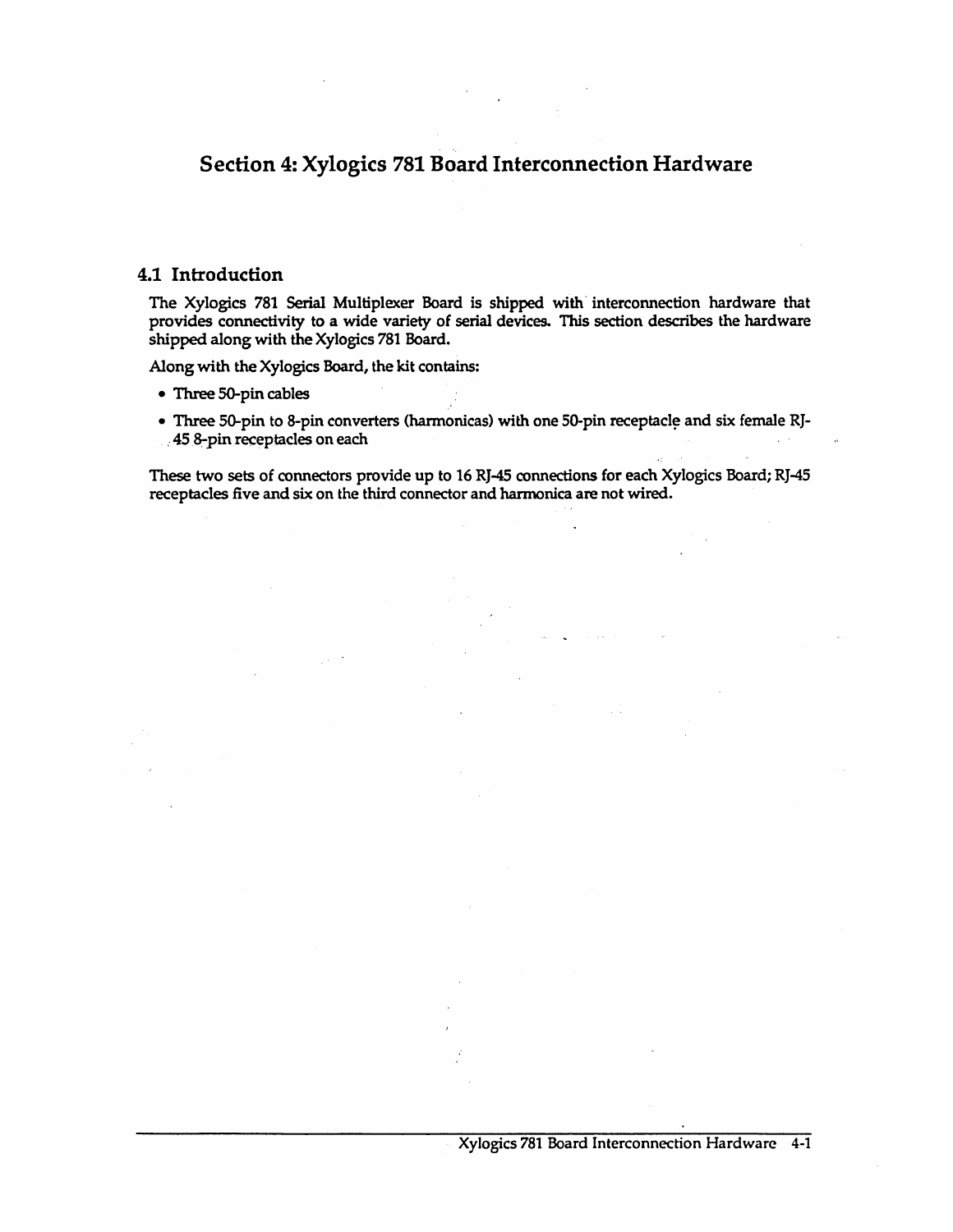# Section 4: Xylogics 781 Board Interconnection Hardware

## 4.1 Introduction

The Xylogics 781 Serial Multiplexer Board is shipped with interconnection hardware that provides connectivity to a wide variety of serial devices. This section describes the hardware shipped along with the Xylogics 781 Board.

Along with the Xylogics Board, the kit contains:

- Three 50-pin cables
- Three 50-pin to 8-pin converters (harmonicas) with one 50-pin receptacle and six female RJ-45 8-pin receptacles on each

These two sets of connectors provide up to 16 RJ-45 connections for each Xylogics Board; RJ-45 receptacles five and six on the third connector and harmonica are not wired.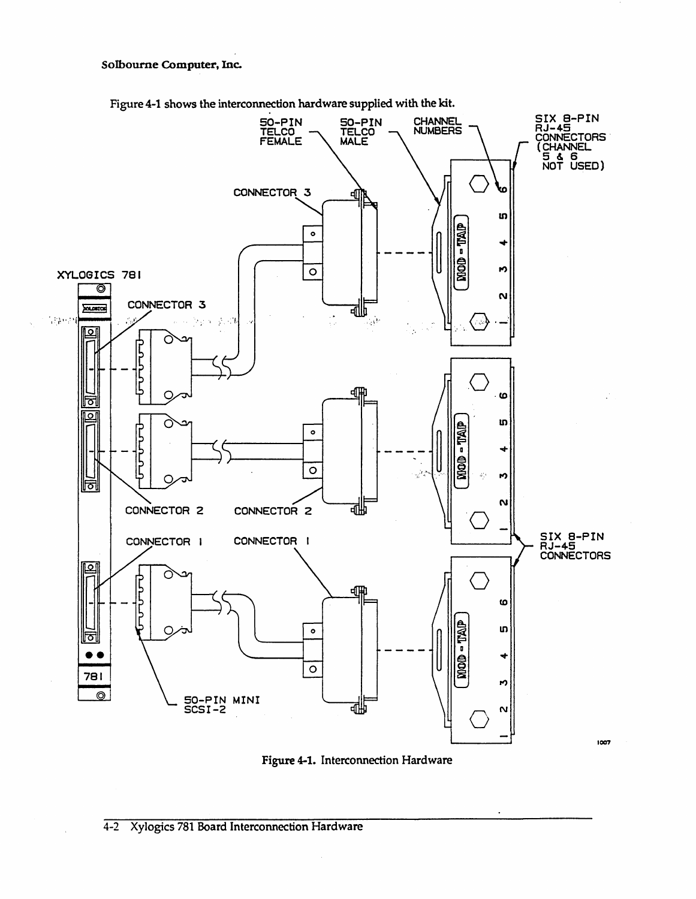Figure 4-1 shows the interconnection hardware supplied with the kit.

Figure 4-1. Interconnection Hardware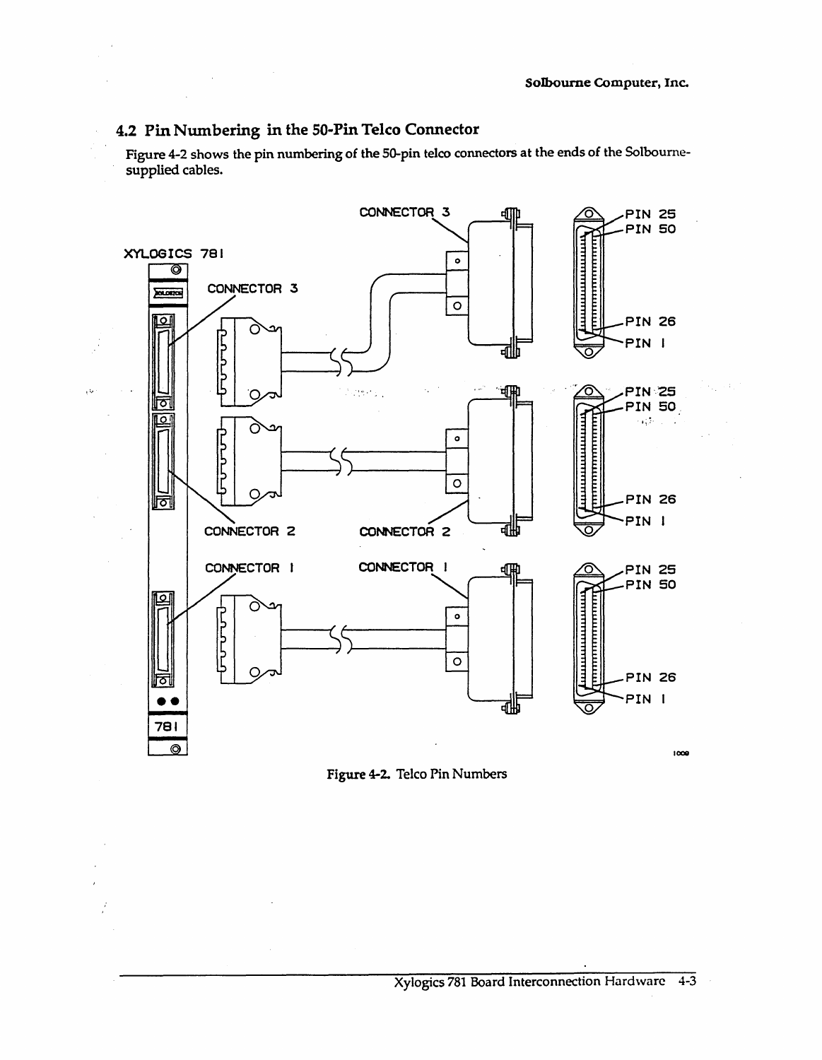## 4.2 Pin Numbering in the 50-Pin Telco Connector

Figure 4-2 shows the pin numbering of the 50-pin telco connectors at the ends of the Solbourne-supplied cables.

Figure 4-2. Telco Pin Numbers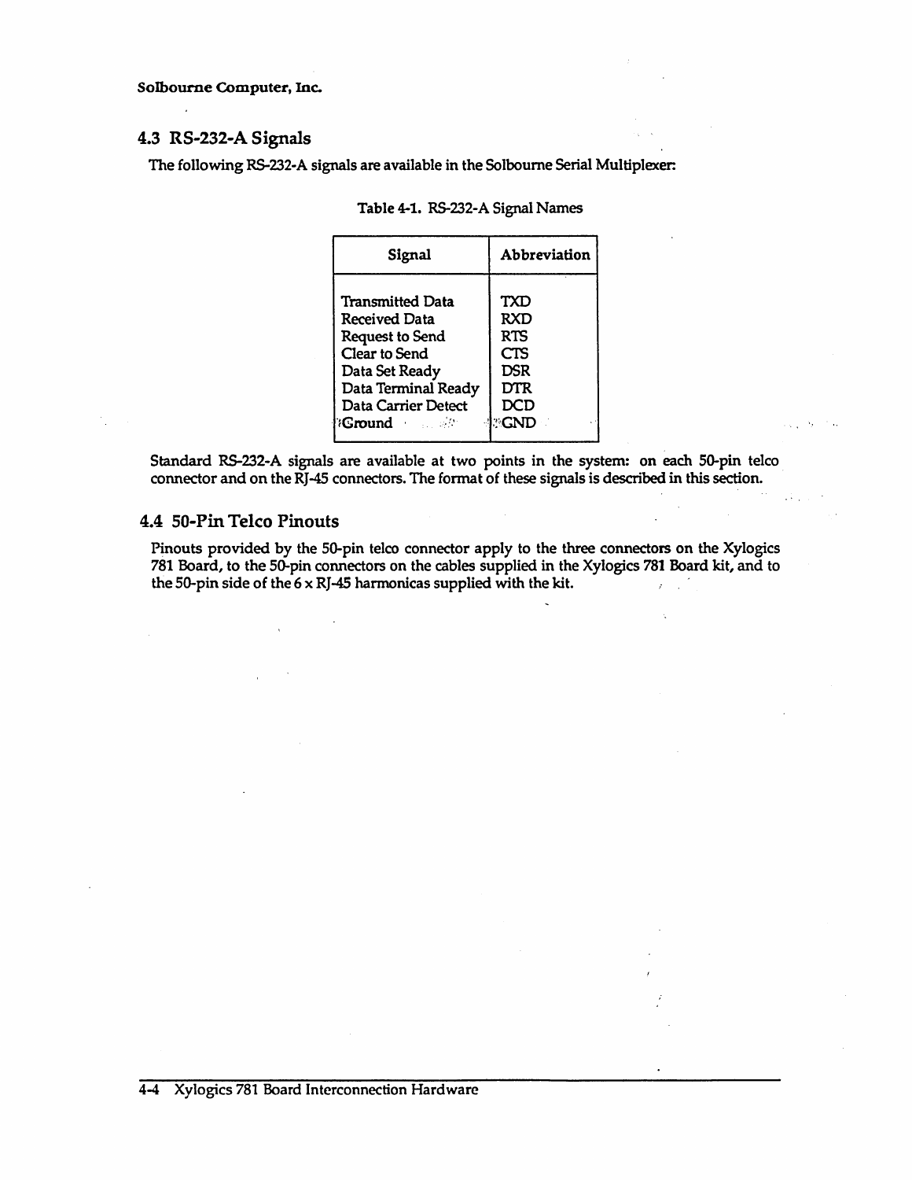## 4.3 RS-232-A Signals

The following RS-232-A signals are available in the Solbourne Serial Multiplexer:

Table 4-1. RS-232-A Signal Names

| Signal | Abbreviation |
|---|---|
| Transmitted Data | TXD |
| Received Data | RXD |
| Request to Send | RTS |
| Clear to Send | CTS |
| Data Set Ready | DSR |
| Data Terminal Ready | DTR |
| Data Carrier Detect | DCD |
| Ground | GND |

Standard RS-232-A signals are available at two points in the system: on each 50-pin telco connector and on the RJ-45 connectors. The format of these signals is described in this section.

## 4.4 50-Pin Telco Pinouts

Pinouts provided by the 50-pin telco connector apply to the three connectors on the Xylogics 781 Board, to the 50-pin connectors on the cables supplied in the Xylogics 781 Board kit, and to the 50-pin side of the 6 x RJ-45 harmonicas supplied with the kit.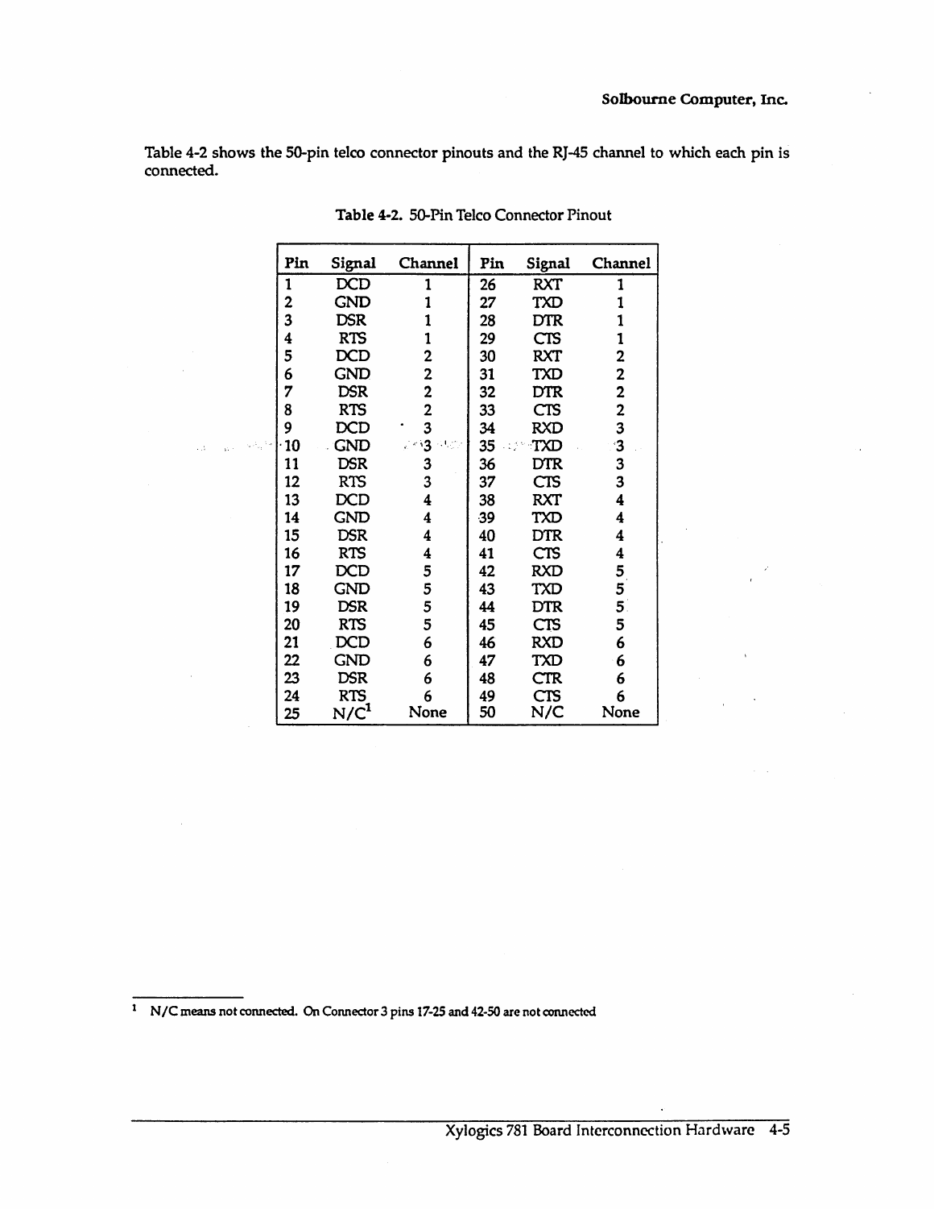Table 4-2 shows the 50-pin telco connector pinouts and the RJ-45 channel to which each pin is connected.

**Table 4-2.** 50-Pin Telco Connector Pinout

| Pin | Signal | Channel | Pin | Signal | Channel |
|---|---|---|---|---|---|
| 1 | DCD | 1 | 26 | RXT | 1 |
| 2 | GND | 1 | 27 | TXD | 1 |
| 3 | DSR | 1 | 28 | DTR | 1 |
| 4 | RTS | 1 | 29 | CTS | 1 |
| 5 | DCD | 2 | 30 | RXT | 2 |
| 6 | GND | 2 | 31 | TXD | 2 |
| 7 | DSR | 2 | 32 | DTR | 2 |
| 8 | RTS | 2 | 33 | CTS | 2 |
| 9 | DCD | 3 | 34 | RXD | 3 |
| 10 | GND | 3 | 35 | TXD | 3 |
| 11 | DSR | 3 | 36 | DTR | 3 |
| 12 | RTS | 3 | 37 | CTS | 3 |
| 13 | DCD | 4 | 38 | RXT | 4 |
| 14 | GND | 4 | 39 | TXD | 4 |
| 15 | DSR | 4 | 40 | DTR | 4 |
| 16 | RTS | 4 | 41 | CTS | 4 |
| 17 | DCD | 5 | 42 | RXD | 5 |
| 18 | GND | 5 | 43 | TXD | 5 |
| 19 | DSR | 5 | 44 | DTR | 5 |
| 20 | RTS | 5 | 45 | CTS | 5 |
| 21 | DCD | 6 | 46 | RXD | 6 |
| 22 | GND | 6 | 47 | TXD | 6 |
| 23 | DSR | 6 | 48 | CTR | 6 |
| 24 | RTS | 6 | 49 | CTS | 6 |
| 25 | N/C[1] | None | 50 | N/C | None |

[1] N/C means not connected. On Connector 3 pins 17-25 and 42-50 are not connected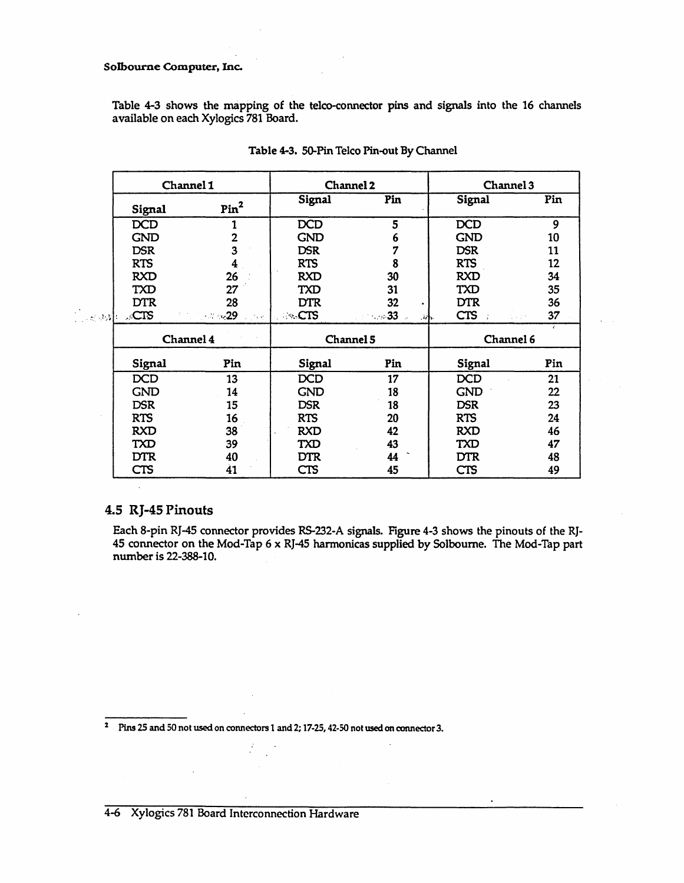Table 4-3 shows the mapping of the telco-connector pins and signals into the 16 channels available on each Xylogics 781 Board.

Table 4-3. 50-Pin Telco Pin-out By Channel

| Channel 1 | | Channel 2 | | Channel 3 | |
|---|---|---|---|---|---|
| Signal | Pin[2] | Signal | Pin | Signal | Pin |
| DCD | 1 | DCD | 5 | DCD | 9 |
| GND | 2 | GND | 6 | GND | 10 |
| DSR | 3 | DSR | 7 | DSR | 11 |
| RTS | 4 | RTS | 8 | RTS | 12 |
| RXD | 26 | RXD | 30 | RXD | 34 |
| TXD | 27 | TXD | 31 | TXD | 35 |
| DTR | 28 | DTR | 32 | DTR | 36 |
| CTS | 29 | CTS | 33 | CTS | 37 |
| **Channel 4** | | **Channel 5** | | **Channel 6** | |
| Signal | Pin | Signal | Pin | Signal | Pin |
| DCD | 13 | DCD | 17 | DCD | 21 |
| GND | 14 | GND | 18 | GND | 22 |
| DSR | 15 | DSR | 18 | DSR | 23 |
| RTS | 16 | RTS | 20 | RTS | 24 |
| RXD | 38 | RXD | 42 | RXD | 46 |
| TXD | 39 | TXD | 43 | TXD | 47 |
| DTR | 40 | DTR | 44 | DTR | 48 |
| CTS | 41 | CTS | 45 | CTS | 49 |

## 4.5 RJ-45 Pinouts

Each 8-pin RJ-45 connector provides RS-232-A signals. Figure 4-3 shows the pinouts of the RJ-45 connector on the Mod-Tap 6 x RJ-45 harmonicas supplied by Solbourne. The Mod-Tap part number is 22-388-10.

[2] Pins 25 and 50 not used on connectors 1 and 2; 17-25, 42-50 not used on connector 3.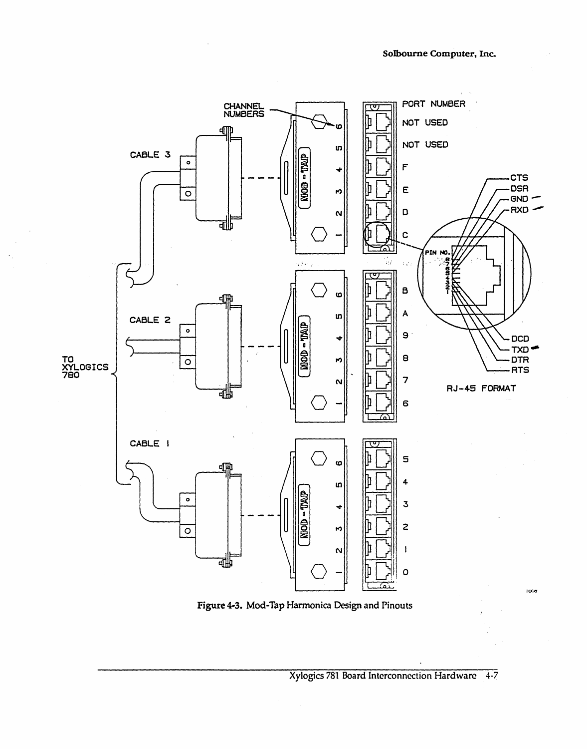CHANNEL NUMBERS

PORT NUMBER

CABLE 3

CABLE 2

CABLE 1

TO XYLOGICS 780

| Channel | Port Number |
| --- | --- |
| 6 | NOT USED |
| 5 | NOT USED |
| 4 | F |
| 3 | E |
| 2 | D |
| 1 | C |
| 6 | B |
| 5 | A |
| 4 | 9 |
| 3 | 8 |
| 2 | 7 |
| 1 | 6 |
| 6 | 5 |
| 5 | 4 |
| 4 | 3 |
| 3 | 2 |
| 2 | 1 |
| 1 | 0 |

PIN NO.

CTS, DSR, GND, RXD, DCD, TXD, DTR, RTS

RJ-45 FORMAT

**Figure 4-3.** Mod-Tap Harmonica Design and Pinouts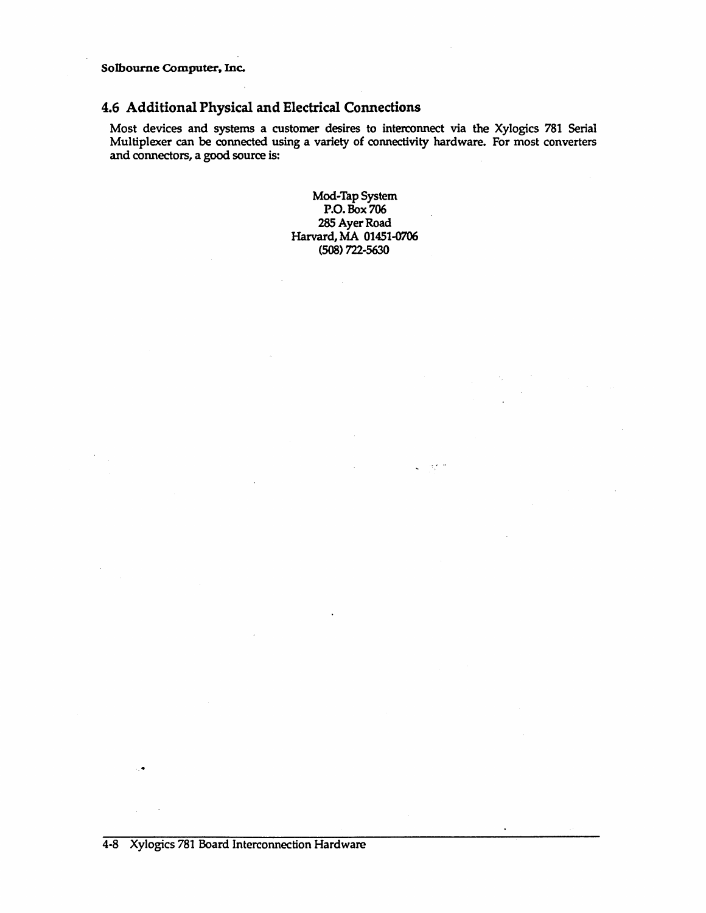## 4.6 Additional Physical and Electrical Connections

Most devices and systems a customer desires to interconnect via the Xylogics 781 Serial Multiplexer can be connected using a variety of connectivity hardware. For most converters and connectors, a good source is:

Mod-Tap System
P.O. Box 706
285 Ayer Road
Harvard, MA 01451-0706
(508) 722-5630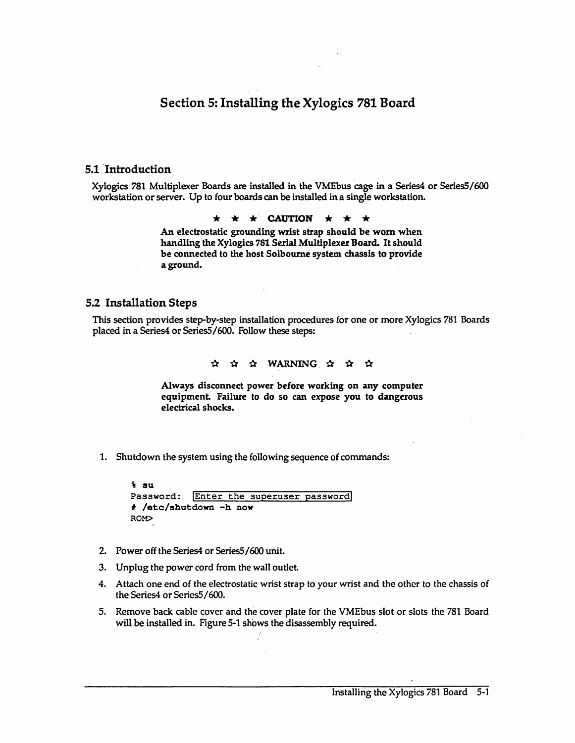# Section 5: Installing the Xylogics 781 Board

## 5.1 Introduction

Xylogics 781 Multiplexer Boards are installed in the VMEbus cage in a Series4 or Series5/600 workstation or server. Up to four boards can be installed in a single workstation.

**★ ★ ★ CAUTION ★ ★ ★**

**An electrostatic grounding wrist strap should be worn when handling the Xylogics 781 Serial Multiplexer Board. It should be connected to the host Solbourne system chassis to provide a ground.**

## 5.2 Installation Steps

This section provides step-by-step installation procedures for one or more Xylogics 781 Boards placed in a Series4 or Series5/600. Follow these steps:

**☆ ☆ ☆ WARNING ☆ ☆ ☆**

**Always disconnect power before working on any computer equipment. Failure to do so can expose you to dangerous electrical shocks.**

1. Shutdown the system using the following sequence of commands:

```
% su
Password: [Enter the superuser password]
# /etc/shutdown -h now
ROM>
```

2. Power off the Series4 or Series5/600 unit.
3. Unplug the power cord from the wall outlet.
4. Attach one end of the electrostatic wrist strap to your wrist and the other to the chassis of the Series4 or Series5/600.
5. Remove back cable cover and the cover plate for the VMEbus slot or slots the 781 Board will be installed in. Figure 5-1 shows the disassembly required.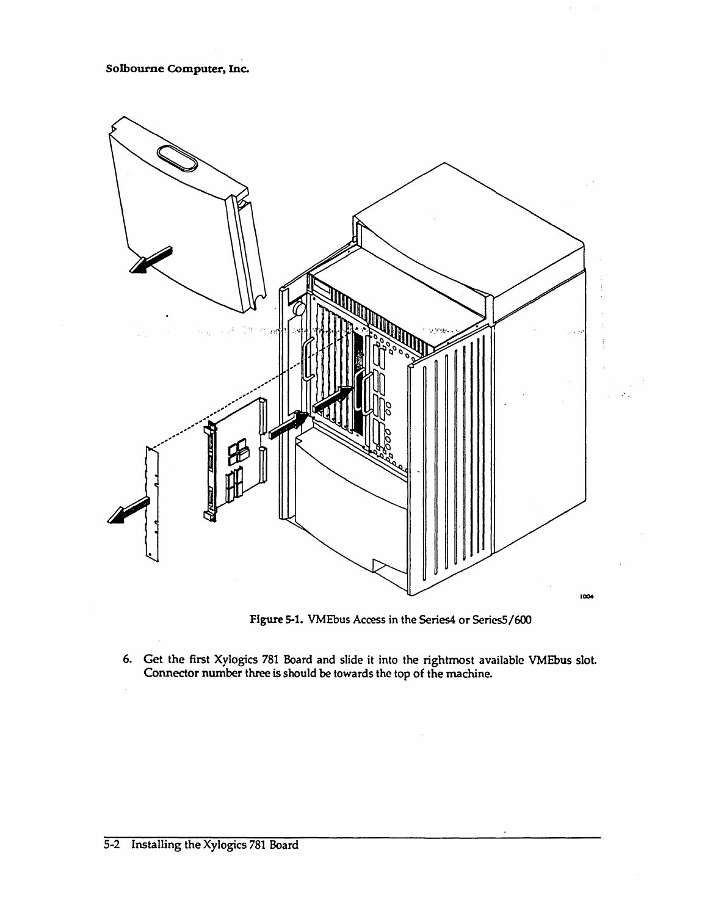Figure 5-1. VMEbus Access in the Series4 or Series5/600

6. Get the first Xylogics 781 Board and slide it into the rightmost available VMEbus slot. Connector number three is should be towards the top of the machine.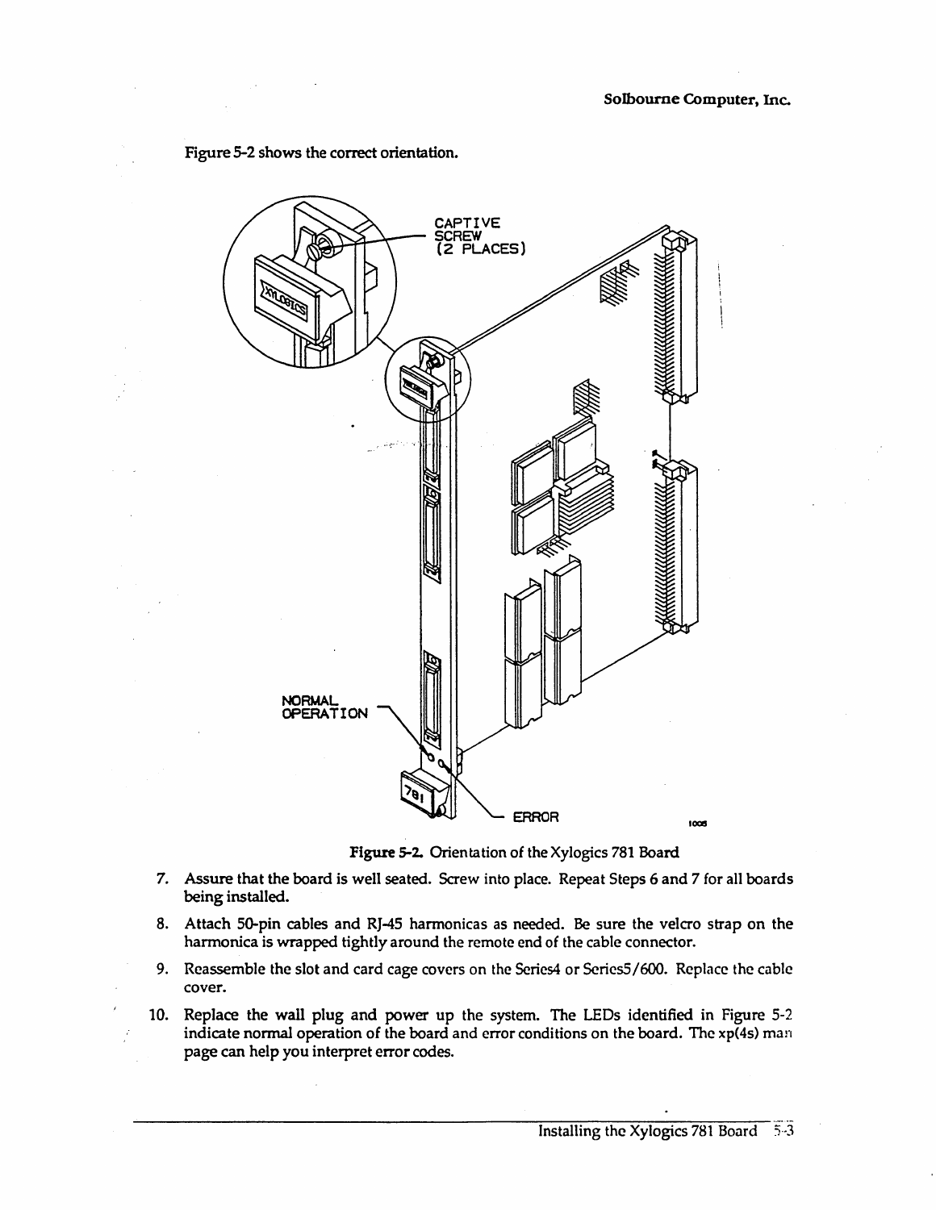Figure 5-2 shows the correct orientation.

**Figure 5-2.** Orientation of the Xylogics 781 Board

7. Assure that the board is well seated. Screw into place. Repeat Steps 6 and 7 for all boards being installed.
8. Attach 50-pin cables and RJ-45 harmonicas as needed. Be sure the velcro strap on the harmonica is wrapped tightly around the remote end of the cable connector.
9. Reassemble the slot and card cage covers on the Series4 or Series5/600. Replace the cable cover.
10. Replace the wall plug and power up the system. The LEDs identified in Figure 5-2 indicate normal operation of the board and error conditions on the board. The xp(4s) man page can help you interpret error codes.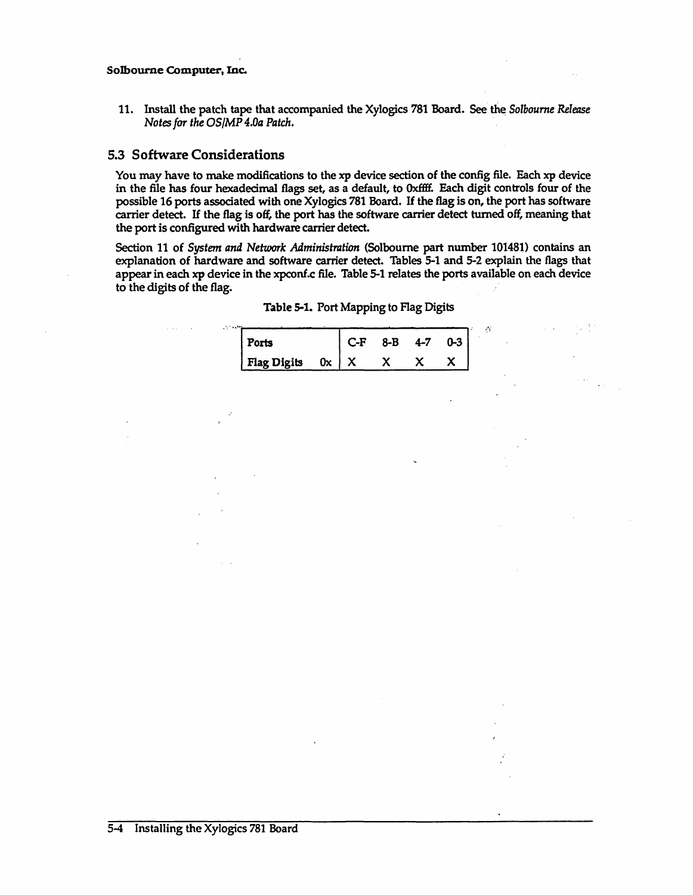11. Install the patch tape that accompanied the Xylogics 781 Board. See the *Solbourne Release Notes for the OS/MP 4.0a Patch.*

## 5.3 Software Considerations

You may have to make modifications to the xp device section of the config file. Each xp device in the file has four hexadecimal flags set, as a default, to 0xffff. Each digit controls four of the possible 16 ports associated with one Xylogics 781 Board. If the flag is on, the port has software carrier detect. If the flag is off, the port has the software carrier detect turned off, meaning that the port is configured with hardware carrier detect.

Section 11 of *System and Network Administration* (Solbourne part number 101481) contains an explanation of hardware and software carrier detect. Tables 5-1 and 5-2 explain the flags that appear in each xp device in the xpconf.c file. Table 5-1 relates the ports available on each device to the digits of the flag.

**Table 5-1.** Port Mapping to Flag Digits

| Ports | | C-F | 8-B | 4-7 | 0-3 |
|---|---|---|---|---|---|
| Flag Digits | 0x | X | X | X | X |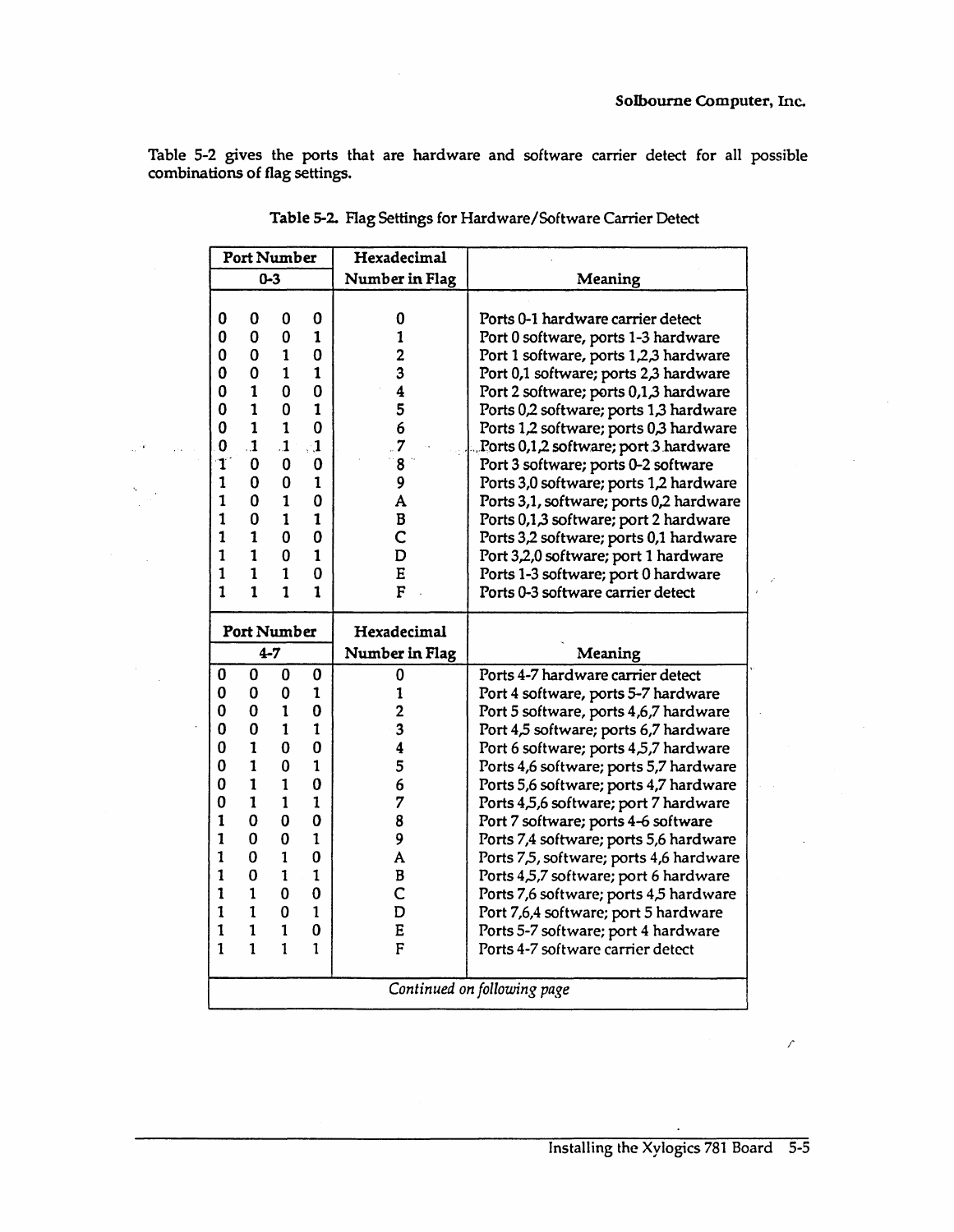Table 5-2 gives the ports that are hardware and software carrier detect for all possible combinations of flag settings.

**Table 5-2. Flag Settings for Hardware/Software Carrier Detect**

| Port Number | | | | Hexadecimal | |
|---|---|---|---|---|---|
| 0-3 | | | | Number in Flag | Meaning |
| 0 | 0 | 0 | 0 | 0 | Ports 0-1 hardware carrier detect |
| 0 | 0 | 0 | 1 | 1 | Port 0 software, ports 1-3 hardware |
| 0 | 0 | 1 | 0 | 2 | Port 1 software, ports 1,2,3 hardware |
| 0 | 0 | 1 | 1 | 3 | Port 0,1 software; ports 2,3 hardware |
| 0 | 1 | 0 | 0 | 4 | Port 2 software; ports 0,1,3 hardware |
| 0 | 1 | 0 | 1 | 5 | Ports 0,2 software; ports 1,3 hardware |
| 0 | 1 | 1 | 0 | 6 | Ports 1,2 software; ports 0,3 hardware |
| 0 | 1 | 1 | 1 | 7 | Ports 0,1,2 software; port 3 hardware |
| 1 | 0 | 0 | 0 | 8 | Port 3 software; ports 0-2 software |
| 1 | 0 | 0 | 1 | 9 | Ports 3,0 software; ports 1,2 hardware |
| 1 | 0 | 1 | 0 | A | Ports 3,1, software; ports 0,2 hardware |
| 1 | 0 | 1 | 1 | B | Ports 0,1,3 software; port 2 hardware |
| 1 | 1 | 0 | 0 | C | Ports 3,2 software; ports 0,1 hardware |
| 1 | 1 | 0 | 1 | D | Port 3,2,0 software; port 1 hardware |
| 1 | 1 | 1 | 0 | E | Ports 1-3 software; port 0 hardware |
| 1 | 1 | 1 | 1 | F | Ports 0-3 software carrier detect |
| **Port Number** | | | | **Hexadecimal** | |
| **4-7** | | | | **Number in Flag** | **Meaning** |
| 0 | 0 | 0 | 0 | 0 | Ports 4-7 hardware carrier detect |
| 0 | 0 | 0 | 1 | 1 | Port 4 software, ports 5-7 hardware |
| 0 | 0 | 1 | 0 | 2 | Port 5 software, ports 4,6,7 hardware |
| 0 | 0 | 1 | 1 | 3 | Port 4,5 software; ports 6,7 hardware |
| 0 | 1 | 0 | 0 | 4 | Port 6 software; ports 4,5,7 hardware |
| 0 | 1 | 0 | 1 | 5 | Ports 4,6 software; ports 5,7 hardware |
| 0 | 1 | 1 | 0 | 6 | Ports 5,6 software; ports 4,7 hardware |
| 0 | 1 | 1 | 1 | 7 | Ports 4,5,6 software; port 7 hardware |
| 1 | 0 | 0 | 0 | 8 | Port 7 software; ports 4-6 software |
| 1 | 0 | 0 | 1 | 9 | Ports 7,4 software; ports 5,6 hardware |
| 1 | 0 | 1 | 0 | A | Ports 7,5, software; ports 4,6 hardware |
| 1 | 0 | 1 | 1 | B | Ports 4,5,7 software; port 6 hardware |
| 1 | 1 | 0 | 0 | C | Ports 7,6 software; ports 4,5 hardware |
| 1 | 1 | 0 | 1 | D | Port 7,6,4 software; port 5 hardware |
| 1 | 1 | 1 | 0 | E | Ports 5-7 software; port 4 hardware |
| 1 | 1 | 1 | 1 | F | Ports 4-7 software carrier detect |

*Continued on following page*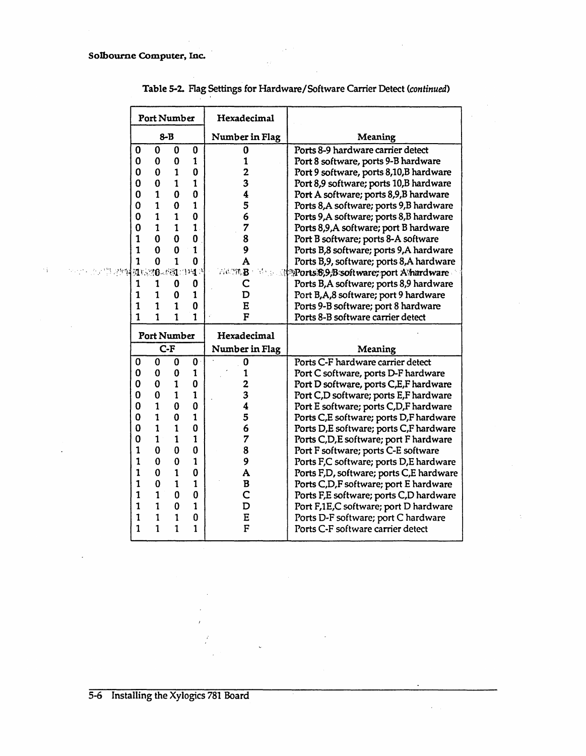**Table 5-2. Flag Settings for Hardware/Software Carrier Detect** *(continued)*

| Port Number | | | | Hexadecimal | |
|---|---|---|---|---|---|
| 8-B | | | | Number in Flag | Meaning |
| 0 | 0 | 0 | 0 | 0 | Ports 8-9 hardware carrier detect |
| 0 | 0 | 0 | 1 | 1 | Port 8 software, ports 9-B hardware |
| 0 | 0 | 1 | 0 | 2 | Port 9 software, ports 8,10,B hardware |
| 0 | 0 | 1 | 1 | 3 | Port 8,9 software; ports 10,B hardware |
| 0 | 1 | 0 | 0 | 4 | Port A software; ports 8,9,B hardware |
| 0 | 1 | 0 | 1 | 5 | Ports 8,A software; ports 9,B hardware |
| 0 | 1 | 1 | 0 | 6 | Ports 9,A software; ports 8,B hardware |
| 0 | 1 | 1 | 1 | 7 | Ports 8,9,A software; port B hardware |
| 1 | 0 | 0 | 0 | 8 | Port B software; ports 8-A software |
| 1 | 0 | 0 | 1 | 9 | Ports B,8 software; ports 9,A hardware |
| 1 | 0 | 1 | 0 | A | Ports B,9, software; ports 8,A hardware |
| 1 | 0 | 1 | 1 | B | Ports 8,9,B software; port A hardware |
| 1 | 1 | 0 | 0 | C | Ports B,A software; ports 8,9 hardware |
| 1 | 1 | 0 | 1 | D | Port B,A,8 software; port 9 hardware |
| 1 | 1 | 1 | 0 | E | Ports 9-B software; port 8 hardware |
| 1 | 1 | 1 | 1 | F | Ports 8-B software carrier detect |

| Port Number | | | | Hexadecimal | |
|---|---|---|---|---|---|
| C-F | | | | Number in Flag | Meaning |
| 0 | 0 | 0 | 0 | 0 | Ports C-F hardware carrier detect |
| 0 | 0 | 0 | 1 | 1 | Port C software, ports D-F hardware |
| 0 | 0 | 1 | 0 | 2 | Port D software, ports C,E,F hardware |
| 0 | 0 | 1 | 1 | 3 | Port C,D software; ports E,F hardware |
| 0 | 1 | 0 | 0 | 4 | Port E software; ports C,D,F hardware |
| 0 | 1 | 0 | 1 | 5 | Ports C,E software; ports D,F hardware |
| 0 | 1 | 1 | 0 | 6 | Ports D,E software; ports C,F hardware |
| 0 | 1 | 1 | 1 | 7 | Ports C,D,E software; port F hardware |
| 1 | 0 | 0 | 0 | 8 | Port F software; ports C-E software |
| 1 | 0 | 0 | 1 | 9 | Ports F,C software; ports D,E hardware |
| 1 | 0 | 1 | 0 | A | Ports F,D, software; ports C,E hardware |
| 1 | 0 | 1 | 1 | B | Ports C,D,F software; port E hardware |
| 1 | 1 | 0 | 0 | C | Ports F,E software; ports C,D hardware |
| 1 | 1 | 0 | 1 | D | Port F,1E,C software; port D hardware |
| 1 | 1 | 1 | 0 | E | Ports D-F software; port C hardware |
| 1 | 1 | 1 | 1 | F | Ports C-F software carrier detect |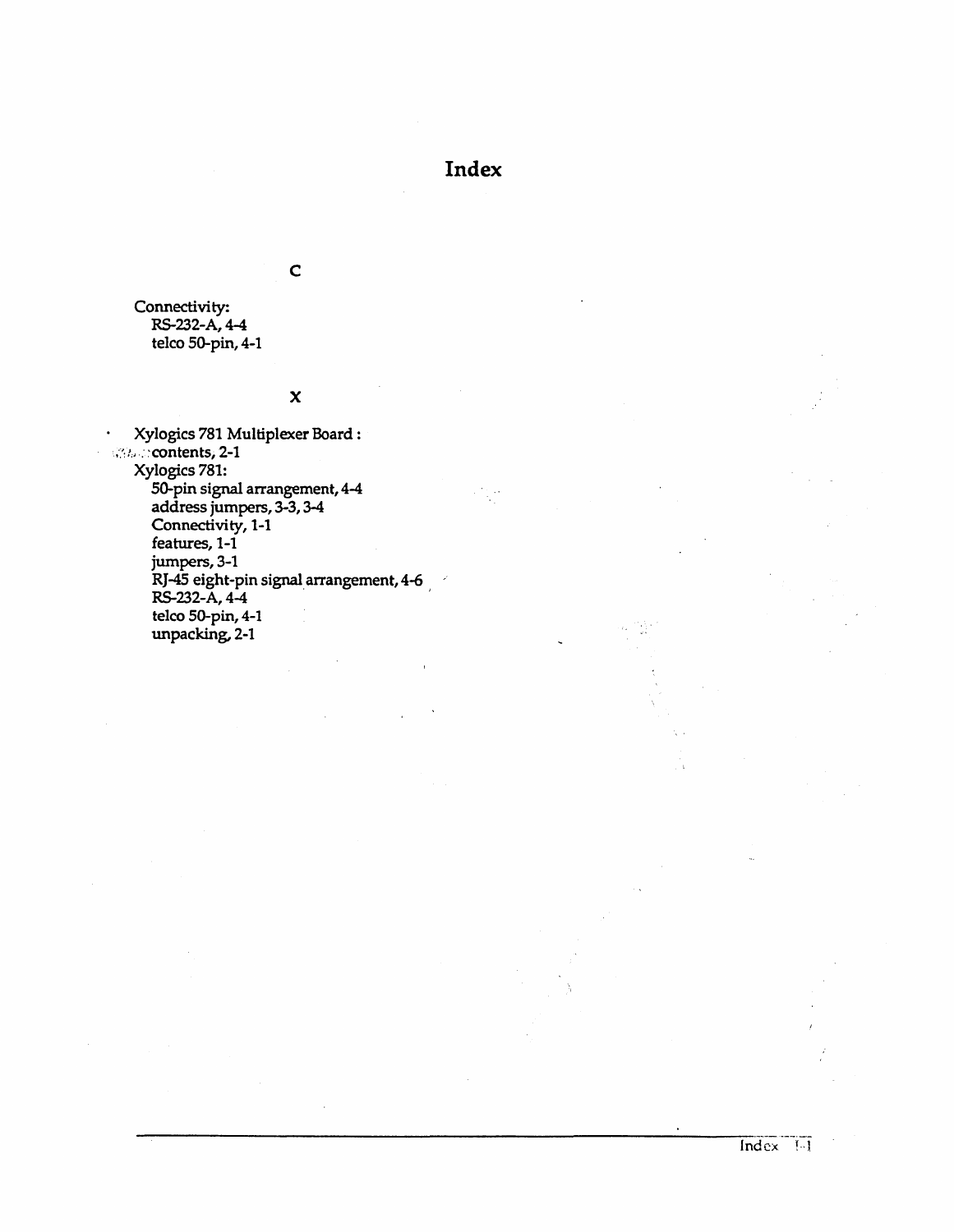# Index

## C

Connectivity:
- RS-232-A, 4-4
- telco 50-pin, 4-1

## X

Xylogics 781 Multiplexer Board :
- contents, 2-1

Xylogics 781:
- 50-pin signal arrangement, 4-4
- address jumpers, 3-3, 3-4
- Connectivity, 1-1
- features, 1-1
- jumpers, 3-1
- RJ-45 eight-pin signal arrangement, 4-6
- RS-232-A, 4-4
- telco 50-pin, 4-1
- unpacking, 2-1